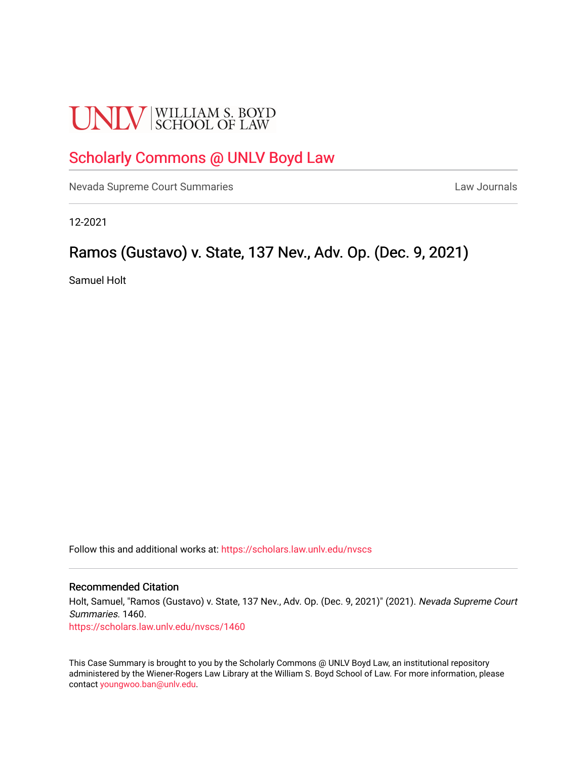UNLV | WILLIAM S. BOYD SCHOOL OF LAW

# Scholarly Commons @ UNLV Boyd Law

Nevada Supreme Court Summaries

Law Journals

12-2021

## Ramos (Gustavo) v. State, 137 Nev., Adv. Op. (Dec. 9, 2021)

Samuel Holt

Follow this and additional works at: https://scholars.law.unlv.edu/nvscs

### Recommended Citation

Holt, Samuel, "Ramos (Gustavo) v. State, 137 Nev., Adv. Op. (Dec. 9, 2021)" (2021). *Nevada Supreme Court Summaries*. 1460.
https://scholars.law.unlv.edu/nvscs/1460

This Case Summary is brought to you by the Scholarly Commons @ UNLV Boyd Law, an institutional repository administered by the Wiener-Rogers Law Library at the William S. Boyd School of Law. For more information, please contact youngwoo.ban@unlv.edu.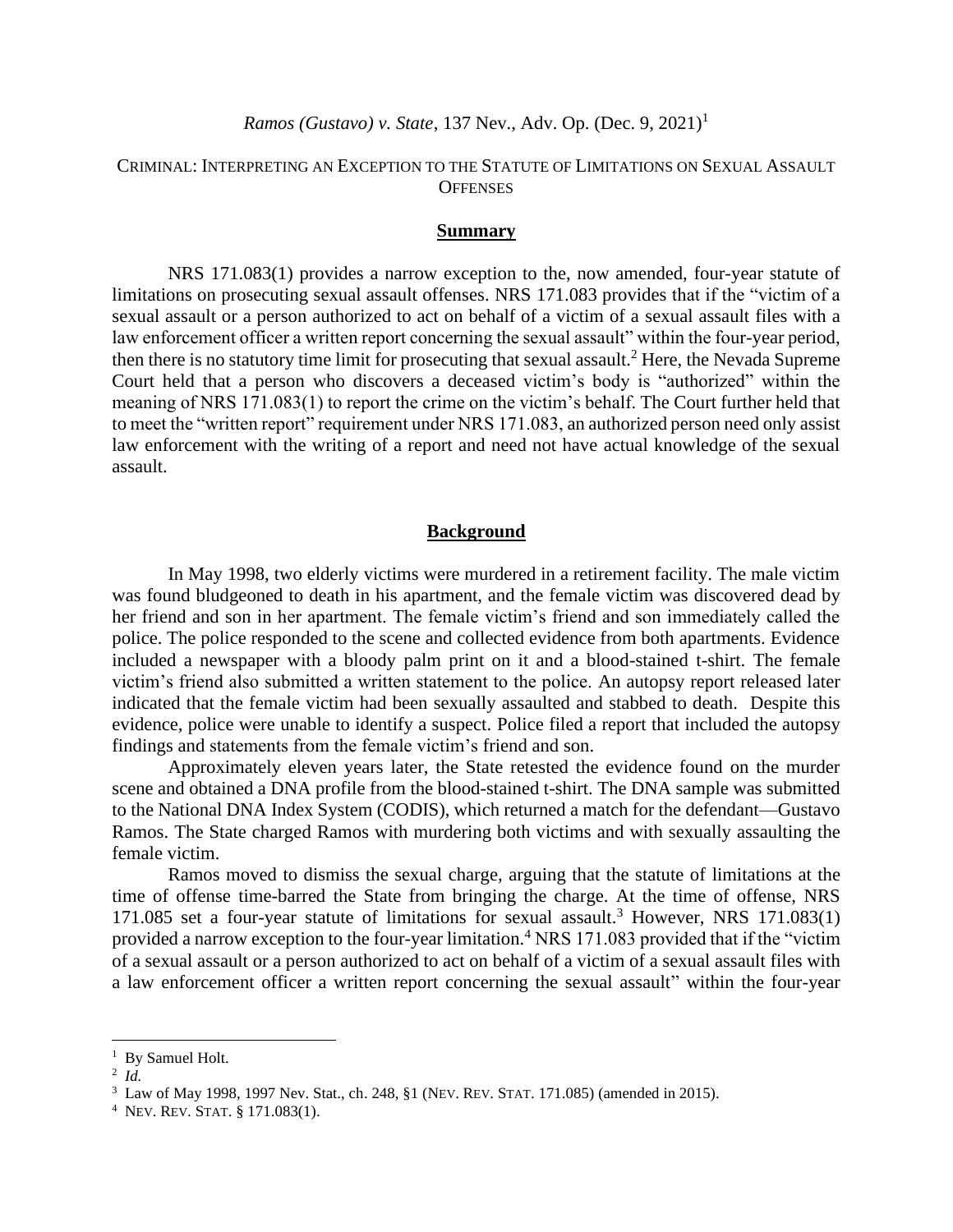*Ramos (Gustavo) v. State*, 137 Nev., Adv. Op. (Dec. 9, 2021)[1]

CRIMINAL: INTERPRETING AN EXCEPTION TO THE STATUTE OF LIMITATIONS ON SEXUAL ASSAULT OFFENSES

## Summary

NRS 171.083(1) provides a narrow exception to the, now amended, four-year statute of limitations on prosecuting sexual assault offenses. NRS 171.083 provides that if the "victim of a sexual assault or a person authorized to act on behalf of a victim of a sexual assault files with a law enforcement officer a written report concerning the sexual assault" within the four-year period, then there is no statutory time limit for prosecuting that sexual assault.[2] Here, the Nevada Supreme Court held that a person who discovers a deceased victim's body is "authorized" within the meaning of NRS 171.083(1) to report the crime on the victim's behalf. The Court further held that to meet the "written report" requirement under NRS 171.083, an authorized person need only assist law enforcement with the writing of a report and need not have actual knowledge of the sexual assault.

## Background

In May 1998, two elderly victims were murdered in a retirement facility. The male victim was found bludgeoned to death in his apartment, and the female victim was discovered dead by her friend and son in her apartment. The female victim's friend and son immediately called the police. The police responded to the scene and collected evidence from both apartments. Evidence included a newspaper with a bloody palm print on it and a blood-stained t-shirt. The female victim's friend also submitted a written statement to the police. An autopsy report released later indicated that the female victim had been sexually assaulted and stabbed to death. Despite this evidence, police were unable to identify a suspect. Police filed a report that included the autopsy findings and statements from the female victim's friend and son.

Approximately eleven years later, the State retested the evidence found on the murder scene and obtained a DNA profile from the blood-stained t-shirt. The DNA sample was submitted to the National DNA Index System (CODIS), which returned a match for the defendant—Gustavo Ramos. The State charged Ramos with murdering both victims and with sexually assaulting the female victim.

Ramos moved to dismiss the sexual charge, arguing that the statute of limitations at the time of offense time-barred the State from bringing the charge. At the time of offense, NRS 171.085 set a four-year statute of limitations for sexual assault.[3] However, NRS 171.083(1) provided a narrow exception to the four-year limitation.[4] NRS 171.083 provided that if the "victim of a sexual assault or a person authorized to act on behalf of a victim of a sexual assault files with a law enforcement officer a written report concerning the sexual assault" within the four-year

---

[1] By Samuel Holt.

[2] *Id.*

[3] Law of May 1998, 1997 Nev. Stat., ch. 248, §1 (NEV. REV. STAT. 171.085) (amended in 2015).

[4] NEV. REV. STAT. § 171.083(1).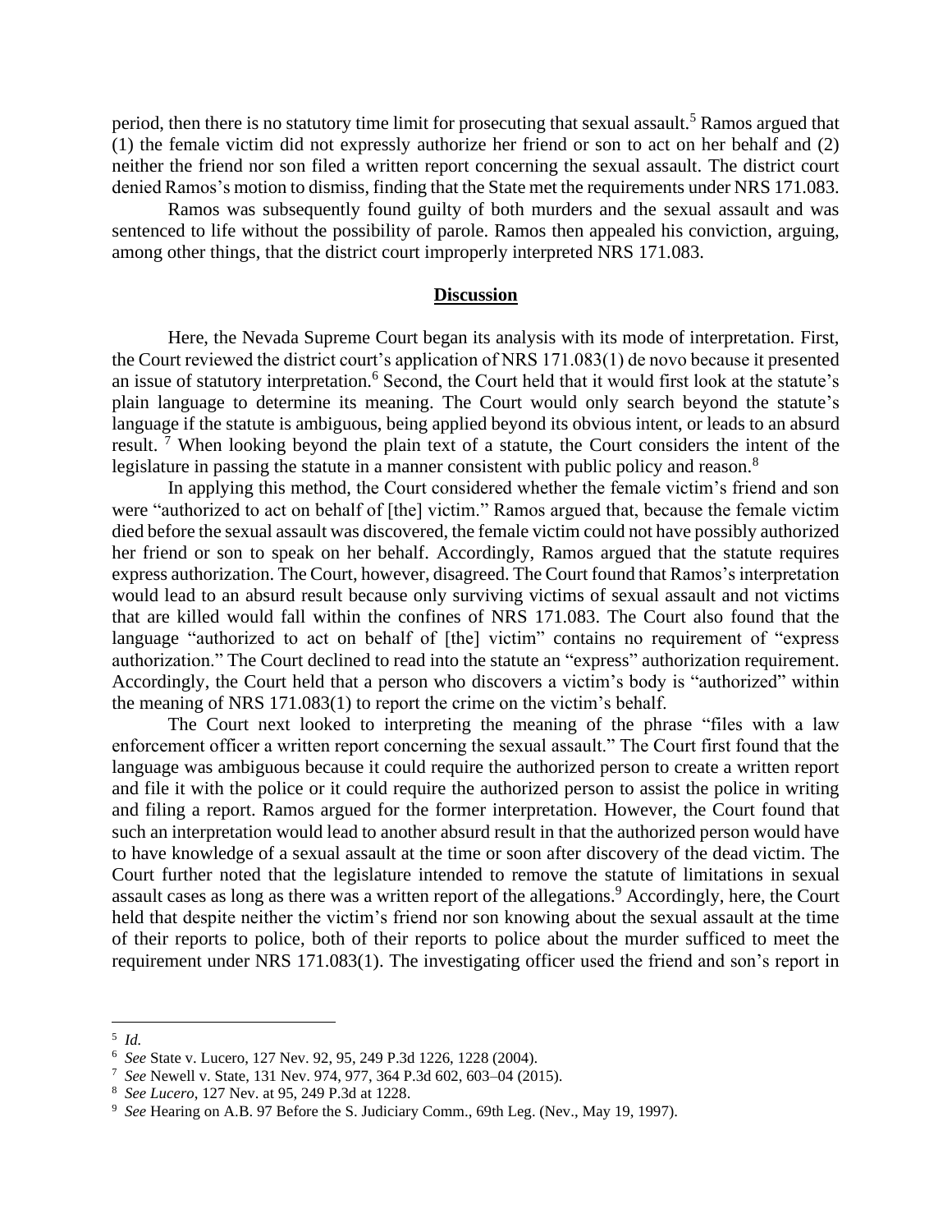period, then there is no statutory time limit for prosecuting that sexual assault.[5] Ramos argued that (1) the female victim did not expressly authorize her friend or son to act on her behalf and (2) neither the friend nor son filed a written report concerning the sexual assault. The district court denied Ramos's motion to dismiss, finding that the State met the requirements under NRS 171.083.

Ramos was subsequently found guilty of both murders and the sexual assault and was sentenced to life without the possibility of parole. Ramos then appealed his conviction, arguing, among other things, that the district court improperly interpreted NRS 171.083.

## Discussion

Here, the Nevada Supreme Court began its analysis with its mode of interpretation. First, the Court reviewed the district court's application of NRS 171.083(1) de novo because it presented an issue of statutory interpretation.[6] Second, the Court held that it would first look at the statute's plain language to determine its meaning. The Court would only search beyond the statute's language if the statute is ambiguous, being applied beyond its obvious intent, or leads to an absurd result.[7] When looking beyond the plain text of a statute, the Court considers the intent of the legislature in passing the statute in a manner consistent with public policy and reason.[8]

In applying this method, the Court considered whether the female victim's friend and son were "authorized to act on behalf of [the] victim." Ramos argued that, because the female victim died before the sexual assault was discovered, the female victim could not have possibly authorized her friend or son to speak on her behalf. Accordingly, Ramos argued that the statute requires express authorization. The Court, however, disagreed. The Court found that Ramos's interpretation would lead to an absurd result because only surviving victims of sexual assault and not victims that are killed would fall within the confines of NRS 171.083. The Court also found that the language "authorized to act on behalf of [the] victim" contains no requirement of "express authorization." The Court declined to read into the statute an "express" authorization requirement. Accordingly, the Court held that a person who discovers a victim's body is "authorized" within the meaning of NRS 171.083(1) to report the crime on the victim's behalf.

The Court next looked to interpreting the meaning of the phrase "files with a law enforcement officer a written report concerning the sexual assault." The Court first found that the language was ambiguous because it could require the authorized person to create a written report and file it with the police or it could require the authorized person to assist the police in writing and filing a report. Ramos argued for the former interpretation. However, the Court found that such an interpretation would lead to another absurd result in that the authorized person would have to have knowledge of a sexual assault at the time or soon after discovery of the dead victim. The Court further noted that the legislature intended to remove the statute of limitations in sexual assault cases as long as there was a written report of the allegations.[9] Accordingly, here, the Court held that despite neither the victim's friend nor son knowing about the sexual assault at the time of their reports to police, both of their reports to police about the murder sufficed to meet the requirement under NRS 171.083(1). The investigating officer used the friend and son's report in

---

[5] *Id.*

[6] *See* State v. Lucero, 127 Nev. 92, 95, 249 P.3d 1226, 1228 (2004).

[7] *See* Newell v. State, 131 Nev. 974, 977, 364 P.3d 602, 603–04 (2015).

[8] *See Lucero*, 127 Nev. at 95, 249 P.3d at 1228.

[9] *See* Hearing on A.B. 97 Before the S. Judiciary Comm., 69th Leg. (Nev., May 19, 1997).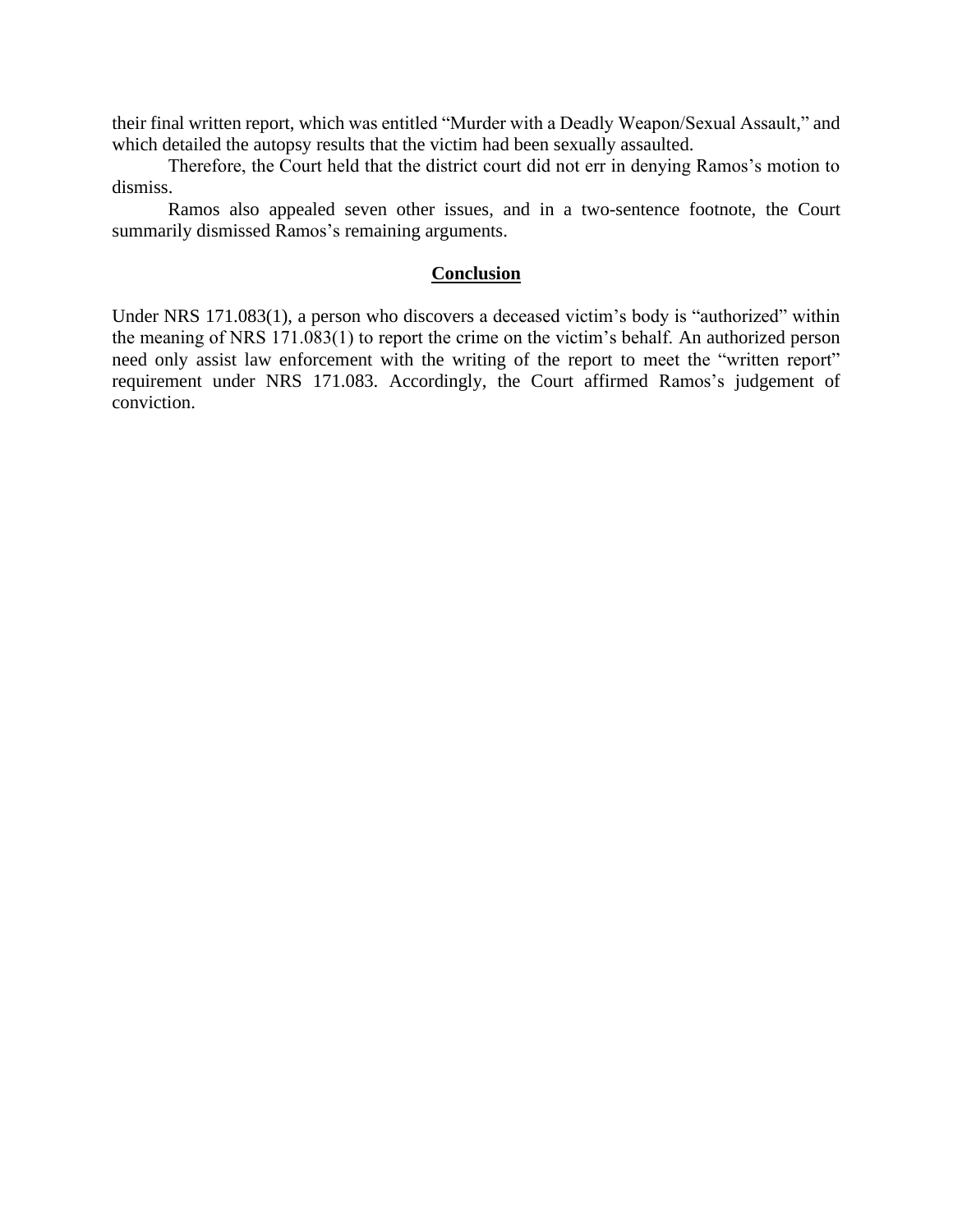their final written report, which was entitled "Murder with a Deadly Weapon/Sexual Assault," and which detailed the autopsy results that the victim had been sexually assaulted.

Therefore, the Court held that the district court did not err in denying Ramos's motion to dismiss.

Ramos also appealed seven other issues, and in a two-sentence footnote, the Court summarily dismissed Ramos's remaining arguments.

## Conclusion

Under NRS 171.083(1), a person who discovers a deceased victim's body is "authorized" within the meaning of NRS 171.083(1) to report the crime on the victim's behalf. An authorized person need only assist law enforcement with the writing of the report to meet the "written report" requirement under NRS 171.083. Accordingly, the Court affirmed Ramos's judgement of conviction.